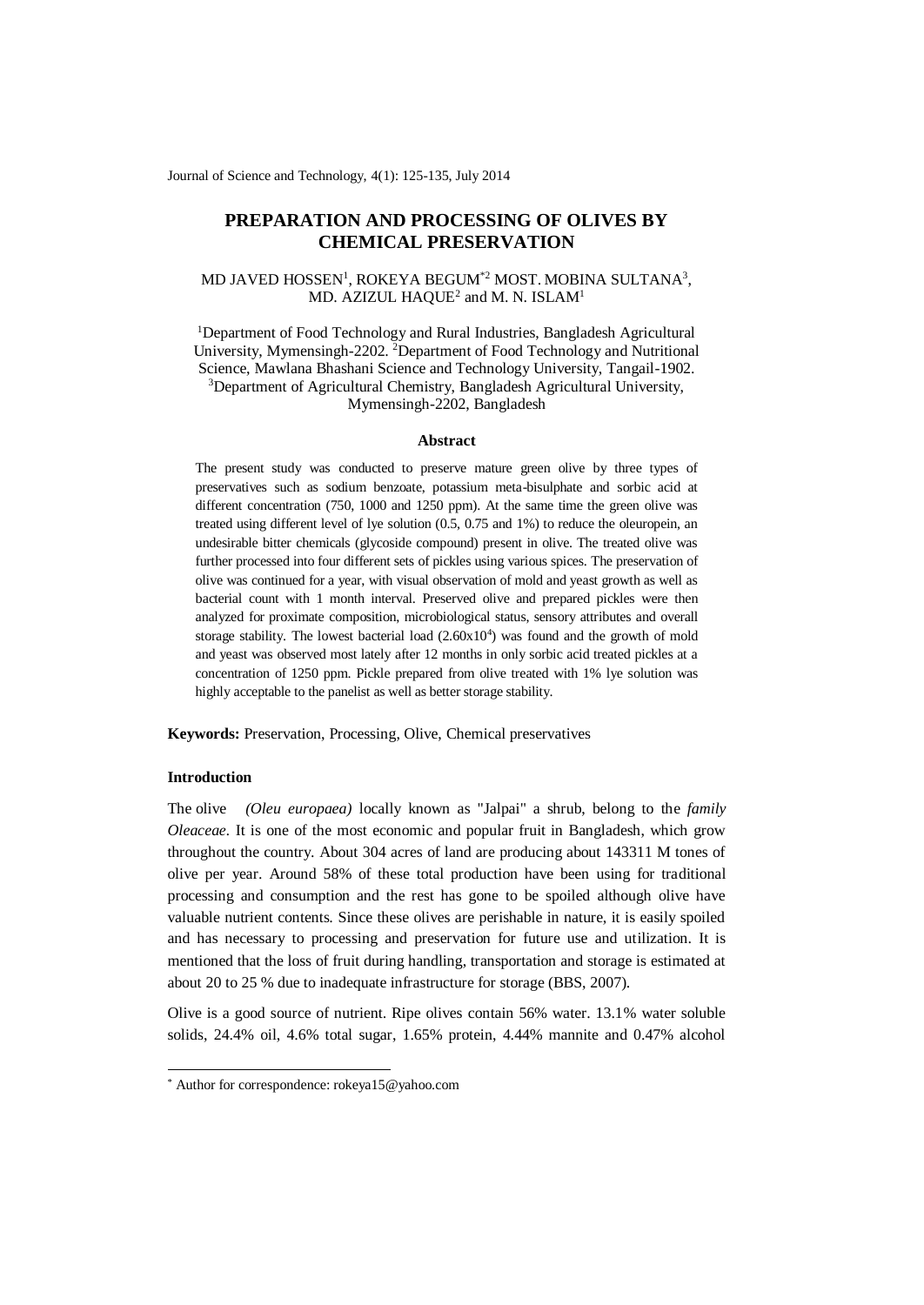# PREPARATION AND PROCESSING OF OLIVES BY CHEMICAL PRESERVATION

MD JAVED HOSSEN[1], ROKEYA BEGUM*[2] MOST. MOBINA SULTANA[3], MD. AZIZUL HAQUE[2] and M. N. ISLAM[1]

[1]Department of Food Technology and Rural Industries, Bangladesh Agricultural University, Mymensingh-2202. [2]Department of Food Technology and Nutritional Science, Mawlana Bhashani Science and Technology University, Tangail-1902. [3]Department of Agricultural Chemistry, Bangladesh Agricultural University, Mymensingh-2202, Bangladesh

## Abstract

The present study was conducted to preserve mature green olive by three types of preservatives such as sodium benzoate, potassium meta-bisulphate and sorbic acid at different concentration (750, 1000 and 1250 ppm). At the same time the green olive was treated using different level of lye solution (0.5, 0.75 and 1%) to reduce the oleuropein, an undesirable bitter chemicals (glycoside compound) present in olive. The treated olive was further processed into four different sets of pickles using various spices. The preservation of olive was continued for a year, with visual observation of mold and yeast growth as well as bacterial count with 1 month interval. Preserved olive and prepared pickles were then analyzed for proximate composition, microbiological status, sensory attributes and overall storage stability. The lowest bacterial load ($2.60 \times 10^4$) was found and the growth of mold and yeast was observed most lately after 12 months in only sorbic acid treated pickles at a concentration of 1250 ppm. Pickle prepared from olive treated with 1% lye solution was highly acceptable to the panelist as well as better storage stability.

**Keywords:** Preservation, Processing, Olive, Chemical preservatives

## Introduction

The olive *(Oleu europaea)* locally known as "Jalpai" a shrub, belong to the *family Oleaceae*. It is one of the most economic and popular fruit in Bangladesh, which grow throughout the country. About 304 acres of land are producing about 143311 M tones of olive per year. Around 58% of these total production have been using for traditional processing and consumption and the rest has gone to be spoiled although olive have valuable nutrient contents. Since these olives are perishable in nature, it is easily spoiled and has necessary to processing and preservation for future use and utilization. It is mentioned that the loss of fruit during handling, transportation and storage is estimated at about 20 to 25 % due to inadequate infrastructure for storage (BBS, 2007).

Olive is a good source of nutrient. Ripe olives contain 56% water. 13.1% water soluble solids, 24.4% oil, 4.6% total sugar, 1.65% protein, 4.44% mannite and 0.47% alcohol

* Author for correspondence: rokeya15@yahoo.com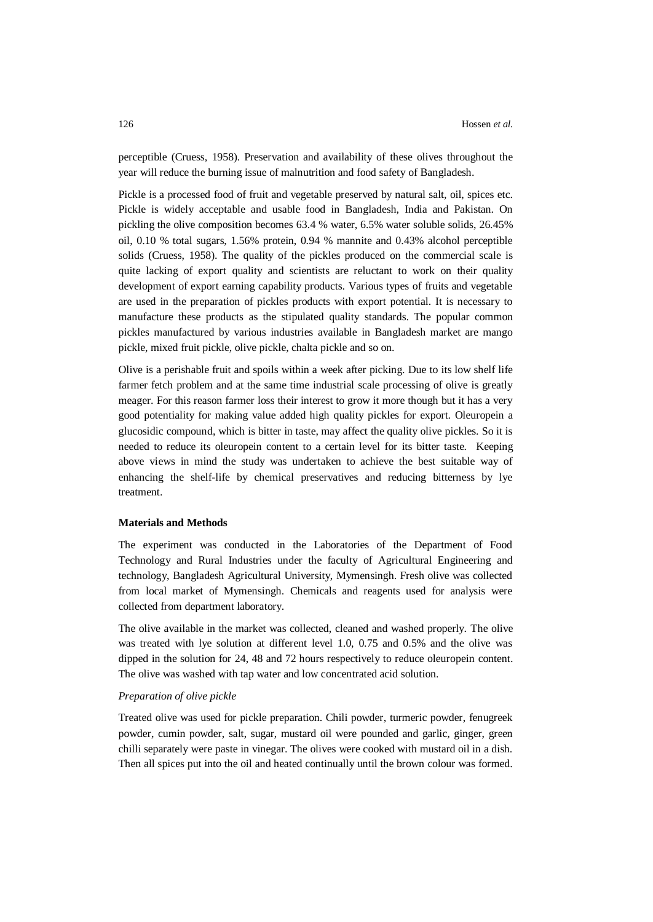perceptible (Cruess, 1958). Preservation and availability of these olives throughout the year will reduce the burning issue of malnutrition and food safety of Bangladesh.

Pickle is a processed food of fruit and vegetable preserved by natural salt, oil, spices etc. Pickle is widely acceptable and usable food in Bangladesh, India and Pakistan. On pickling the olive composition becomes 63.4 % water, 6.5% water soluble solids, 26.45% oil, 0.10 % total sugars, 1.56% protein, 0.94 % mannite and 0.43% alcohol perceptible solids (Cruess, 1958). The quality of the pickles produced on the commercial scale is quite lacking of export quality and scientists are reluctant to work on their quality development of export earning capability products. Various types of fruits and vegetable are used in the preparation of pickles products with export potential. It is necessary to manufacture these products as the stipulated quality standards. The popular common pickles manufactured by various industries available in Bangladesh market are mango pickle, mixed fruit pickle, olive pickle, chalta pickle and so on.

Olive is a perishable fruit and spoils within a week after picking. Due to its low shelf life farmer fetch problem and at the same time industrial scale processing of olive is greatly meager. For this reason farmer loss their interest to grow it more though but it has a very good potentiality for making value added high quality pickles for export. Oleuropein a glucosidic compound, which is bitter in taste, may affect the quality olive pickles. So it is needed to reduce its oleuropein content to a certain level for its bitter taste. Keeping above views in mind the study was undertaken to achieve the best suitable way of enhancing the shelf-life by chemical preservatives and reducing bitterness by lye treatment.

## Materials and Methods

The experiment was conducted in the Laboratories of the Department of Food Technology and Rural Industries under the faculty of Agricultural Engineering and technology, Bangladesh Agricultural University, Mymensingh. Fresh olive was collected from local market of Mymensingh. Chemicals and reagents used for analysis were collected from department laboratory.

The olive available in the market was collected, cleaned and washed properly. The olive was treated with lye solution at different level 1.0, 0.75 and 0.5% and the olive was dipped in the solution for 24, 48 and 72 hours respectively to reduce oleuropein content. The olive was washed with tap water and low concentrated acid solution.

### *Preparation of olive pickle*

Treated olive was used for pickle preparation. Chili powder, turmeric powder, fenugreek powder, cumin powder, salt, sugar, mustard oil were pounded and garlic, ginger, green chilli separately were paste in vinegar. The olives were cooked with mustard oil in a dish. Then all spices put into the oil and heated continually until the brown colour was formed.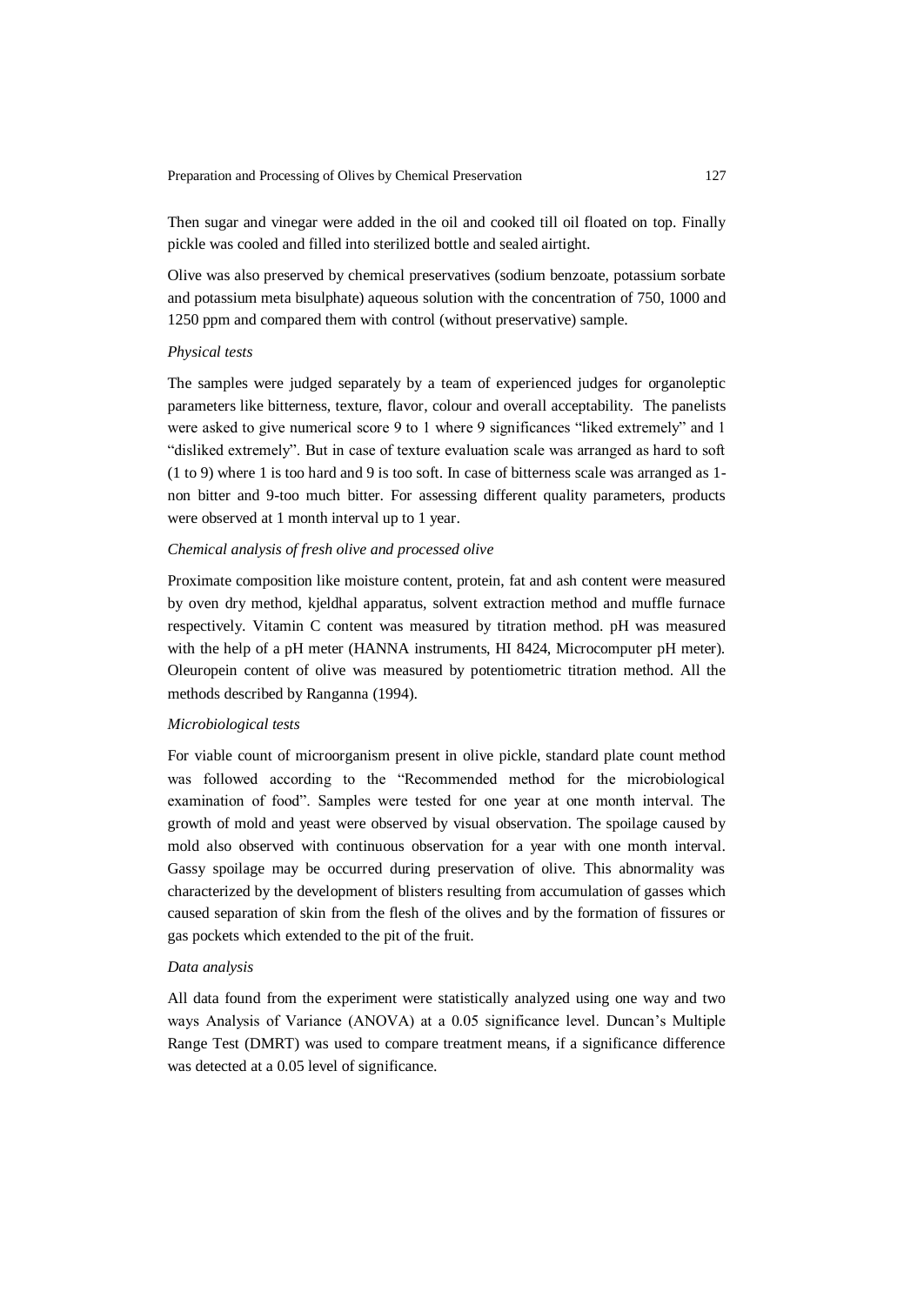Then sugar and vinegar were added in the oil and cooked till oil floated on top. Finally pickle was cooled and filled into sterilized bottle and sealed airtight.

Olive was also preserved by chemical preservatives (sodium benzoate, potassium sorbate and potassium meta bisulphate) aqueous solution with the concentration of 750, 1000 and 1250 ppm and compared them with control (without preservative) sample.

*Physical tests*

The samples were judged separately by a team of experienced judges for organoleptic parameters like bitterness, texture, flavor, colour and overall acceptability. The panelists were asked to give numerical score 9 to 1 where 9 significances "liked extremely" and 1 "disliked extremely". But in case of texture evaluation scale was arranged as hard to soft (1 to 9) where 1 is too hard and 9 is too soft. In case of bitterness scale was arranged as 1-non bitter and 9-too much bitter. For assessing different quality parameters, products were observed at 1 month interval up to 1 year.

*Chemical analysis of fresh olive and processed olive*

Proximate composition like moisture content, protein, fat and ash content were measured by oven dry method, kjeldhal apparatus, solvent extraction method and muffle furnace respectively. Vitamin C content was measured by titration method. pH was measured with the help of a pH meter (HANNA instruments, HI 8424, Microcomputer pH meter). Oleuropein content of olive was measured by potentiometric titration method. All the methods described by Ranganna (1994).

*Microbiological tests*

For viable count of microorganism present in olive pickle, standard plate count method was followed according to the "Recommended method for the microbiological examination of food". Samples were tested for one year at one month interval. The growth of mold and yeast were observed by visual observation. The spoilage caused by mold also observed with continuous observation for a year with one month interval. Gassy spoilage may be occurred during preservation of olive. This abnormality was characterized by the development of blisters resulting from accumulation of gasses which caused separation of skin from the flesh of the olives and by the formation of fissures or gas pockets which extended to the pit of the fruit.

*Data analysis*

All data found from the experiment were statistically analyzed using one way and two ways Analysis of Variance (ANOVA) at a 0.05 significance level. Duncan's Multiple Range Test (DMRT) was used to compare treatment means, if a significance difference was detected at a 0.05 level of significance.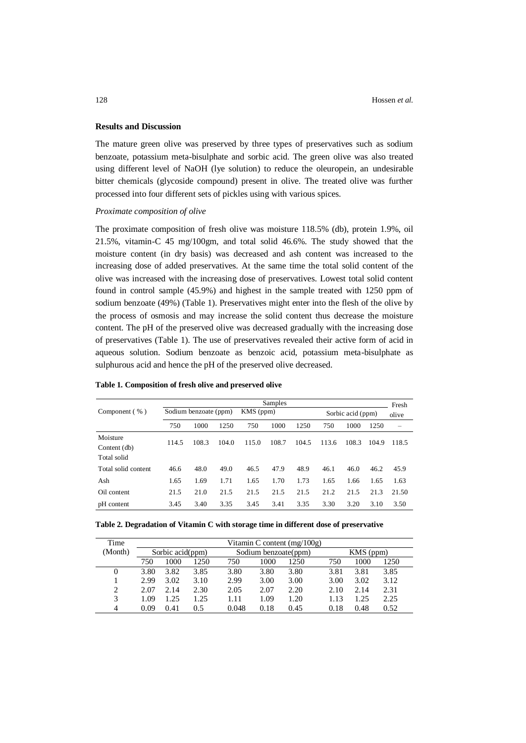## Results and Discussion

The mature green olive was preserved by three types of preservatives such as sodium benzoate, potassium meta-bisulphate and sorbic acid. The green olive was also treated using different level of NaOH (lye solution) to reduce the oleuropein, an undesirable bitter chemicals (glycoside compound) present in olive. The treated olive was further processed into four different sets of pickles using with various spices.

*Proximate composition of olive*

The proximate composition of fresh olive was moisture 118.5% (db), protein 1.9%, oil 21.5%, vitamin-C 45 mg/100gm, and total solid 46.6%. The study showed that the moisture content (in dry basis) was decreased and ash content was increased to the increasing dose of added preservatives. At the same time the total solid content of the olive was increased with the increasing dose of preservatives. Lowest total solid content found in control sample (45.9%) and highest in the sample treated with 1250 ppm of sodium benzoate (49%) (Table 1). Preservatives might enter into the flesh of the olive by the process of osmosis and may increase the solid content thus decrease the moisture content. The pH of the preserved olive was decreased gradually with the increasing dose of preservatives (Table 1). The use of preservatives revealed their active form of acid in aqueous solution. Sodium benzoate as benzoic acid, potassium meta-bisulphate as sulphurous acid and hence the pH of the preserved olive decreased.

**Table 1. Composition of fresh olive and preserved olive**

| Component ( % ) | Samples | | | | | | | | | Fresh olive |
|---|---|---|---|---|---|---|---|---|---|---|
| | Sodium benzoate (ppm) | | | KMS (ppm) | | | Sorbic acid (ppm) | | | |
| | 750 | 1000 | 1250 | 750 | 1000 | 1250 | 750 | 1000 | 1250 | – |
| Moisture Content (db) Total solid | 114.5 | 108.3 | 104.0 | 115.0 | 108.7 | 104.5 | 113.6 | 108.3 | 104.9 | 118.5 |
| Total solid content | 46.6 | 48.0 | 49.0 | 46.5 | 47.9 | 48.9 | 46.1 | 46.0 | 46.2 | 45.9 |
| Ash | 1.65 | 1.69 | 1.71 | 1.65 | 1.70 | 1.73 | 1.65 | 1.66 | 1.65 | 1.63 |
| Oil content | 21.5 | 21.0 | 21.5 | 21.5 | 21.5 | 21.5 | 21.2 | 21.5 | 21.3 | 21.50 |
| pH content | 3.45 | 3.40 | 3.35 | 3.45 | 3.41 | 3.35 | 3.30 | 3.20 | 3.10 | 3.50 |

**Table 2. Degradation of Vitamin C with storage time in different dose of preservative**

| Time (Month) | Vitamin C content (mg/100g) | | | | | | | | |
|---|---|---|---|---|---|---|---|---|---|
| | Sorbic acid(ppm) | | | Sodium benzoate(ppm) | | | KMS (ppm) | | |
| | 750 | 1000 | 1250 | 750 | 1000 | 1250 | 750 | 1000 | 1250 |
| 0 | 3.80 | 3.82 | 3.85 | 3.80 | 3.80 | 3.80 | 3.81 | 3.81 | 3.85 |
| 1 | 2.99 | 3.02 | 3.10 | 2.99 | 3.00 | 3.00 | 3.00 | 3.02 | 3.12 |
| 2 | 2.07 | 2.14 | 2.30 | 2.05 | 2.07 | 2.20 | 2.10 | 2.14 | 2.31 |
| 3 | 1.09 | 1.25 | 1.25 | 1.11 | 1.09 | 1.20 | 1.13 | 1.25 | 2.25 |
| 4 | 0.09 | 0.41 | 0.5 | 0.048 | 0.18 | 0.45 | 0.18 | 0.48 | 0.52 |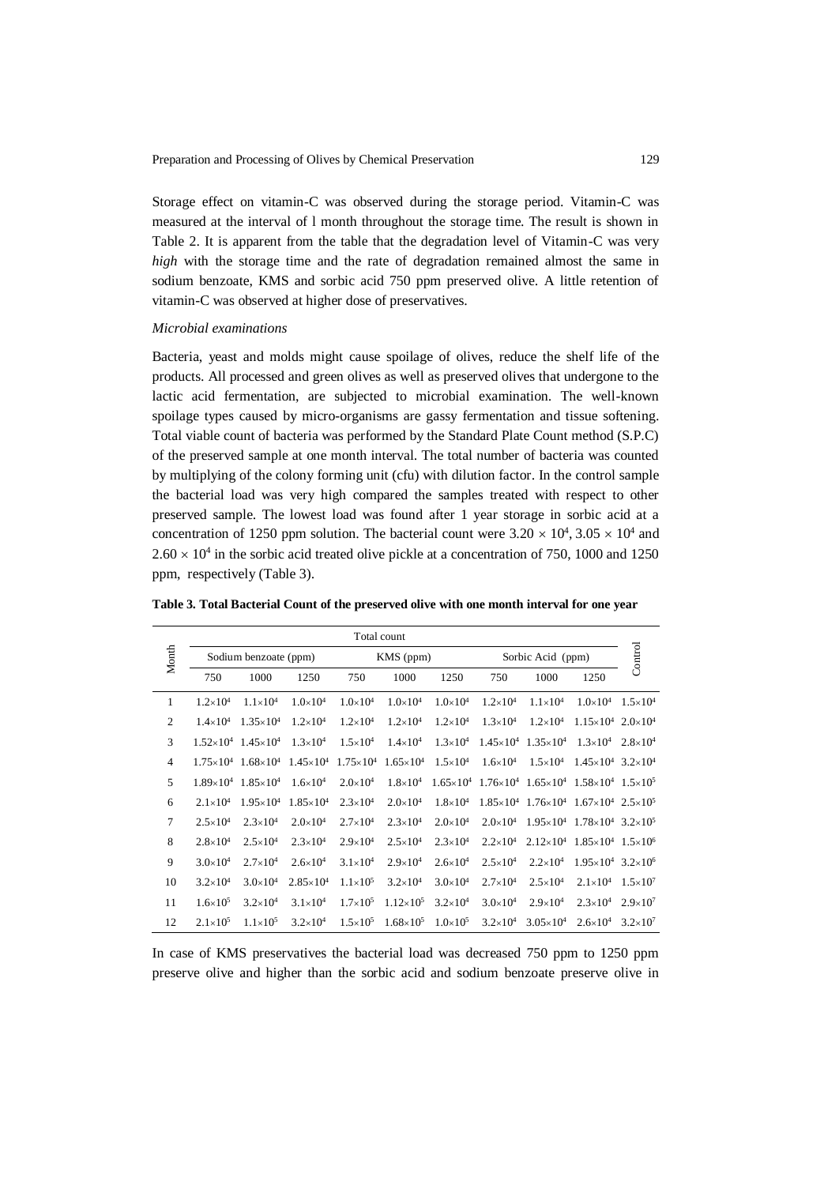Storage effect on vitamin-C was observed during the storage period. Vitamin-C was measured at the interval of l month throughout the storage time. The result is shown in Table 2. It is apparent from the table that the degradation level of Vitamin-C was very *high* with the storage time and the rate of degradation remained almost the same in sodium benzoate, KMS and sorbic acid 750 ppm preserved olive. A little retention of vitamin-C was observed at higher dose of preservatives.

*Microbial examinations*

Bacteria, yeast and molds might cause spoilage of olives, reduce the shelf life of the products. All processed and green olives as well as preserved olives that undergone to the lactic acid fermentation, are subjected to microbial examination. The well-known spoilage types caused by micro-organisms are gassy fermentation and tissue softening. Total viable count of bacteria was performed by the Standard Plate Count method (S.P.C) of the preserved sample at one month interval. The total number of bacteria was counted by multiplying of the colony forming unit (cfu) with dilution factor. In the control sample the bacterial load was very high compared the samples treated with respect to other preserved sample. The lowest load was found after 1 year storage in sorbic acid at a concentration of 1250 ppm solution. The bacterial count were $3.20 \times 10^4$, $3.05 \times 10^4$ and $2.60 \times 10^4$ in the sorbic acid treated olive pickle at a concentration of 750, 1000 and 1250 ppm, respectively (Table 3).

**Table 3. Total Bacterial Count of the preserved olive with one month interval for one year**

| Month | Total count | | | | | | | | | Control |
|---|---|---|---|---|---|---|---|---|---|---|
| | Sodium benzoate (ppm) | | | KMS (ppm) | | | Sorbic Acid (ppm) | | | |
| | 750 | 1000 | 1250 | 750 | 1000 | 1250 | 750 | 1000 | 1250 | |
| 1 | $1.2\times10^4$ | $1.1\times10^4$ | $1.0\times10^4$ | $1.0\times10^4$ | $1.0\times10^4$ | $1.0\times10^4$ | $1.2\times10^4$ | $1.1\times10^4$ | $1.0\times10^4$ | $1.5\times10^4$ |
| 2 | $1.4\times10^4$ | $1.35\times10^4$ | $1.2\times10^4$ | $1.2\times10^4$ | $1.2\times10^4$ | $1.2\times10^4$ | $1.3\times10^4$ | $1.2\times10^4$ | $1.15\times10^4$ | $2.0\times10^4$ |
| 3 | $1.52\times10^4$ | $1.45\times10^4$ | $1.3\times10^4$ | $1.5\times10^4$ | $1.4\times10^4$ | $1.3\times10^4$ | $1.45\times10^4$ | $1.35\times10^4$ | $1.3\times10^4$ | $2.8\times10^4$ |
| 4 | $1.75\times10^4$ | $1.68\times10^4$ | $1.45\times10^4$ | $1.75\times10^4$ | $1.65\times10^4$ | $1.5\times10^4$ | $1.6\times10^4$ | $1.5\times10^4$ | $1.45\times10^4$ | $3.2\times10^4$ |
| 5 | $1.89\times10^4$ | $1.85\times10^4$ | $1.6\times10^4$ | $2.0\times10^4$ | $1.8\times10^4$ | $1.65\times10^4$ | $1.76\times10^4$ | $1.65\times10^4$ | $1.58\times10^4$ | $1.5\times10^5$ |
| 6 | $2.1\times10^4$ | $1.95\times10^4$ | $1.85\times10^4$ | $2.3\times10^4$ | $2.0\times10^4$ | $1.8\times10^4$ | $1.85\times10^4$ | $1.76\times10^4$ | $1.67\times10^4$ | $2.5\times10^5$ |
| 7 | $2.5\times10^4$ | $2.3\times10^4$ | $2.0\times10^4$ | $2.7\times10^4$ | $2.3\times10^4$ | $2.0\times10^4$ | $2.0\times10^4$ | $1.95\times10^4$ | $1.78\times10^4$ | $3.2\times10^5$ |
| 8 | $2.8\times10^4$ | $2.5\times10^4$ | $2.3\times10^4$ | $2.9\times10^4$ | $2.5\times10^4$ | $2.3\times10^4$ | $2.2\times10^4$ | $2.12\times10^4$ | $1.85\times10^4$ | $1.5\times10^6$ |
| 9 | $3.0\times10^4$ | $2.7\times10^4$ | $2.6\times10^4$ | $3.1\times10^4$ | $2.9\times10^4$ | $2.6\times10^4$ | $2.5\times10^4$ | $2.2\times10^4$ | $1.95\times10^4$ | $3.2\times10^6$ |
| 10 | $3.2\times10^4$ | $3.0\times10^4$ | $2.85\times10^4$ | $1.1\times10^5$ | $3.2\times10^4$ | $3.0\times10^4$ | $2.7\times10^4$ | $2.5\times10^4$ | $2.1\times10^4$ | $1.5\times10^7$ |
| 11 | $1.6\times10^5$ | $3.2\times10^4$ | $3.1\times10^4$ | $1.7\times10^5$ | $1.12\times10^5$ | $3.2\times10^4$ | $3.0\times10^4$ | $2.9\times10^4$ | $2.3\times10^4$ | $2.9\times10^7$ |
| 12 | $2.1\times10^5$ | $1.1\times10^5$ | $3.2\times10^4$ | $1.5\times10^5$ | $1.68\times10^5$ | $1.0\times10^5$ | $3.2\times10^4$ | $3.05\times10^4$ | $2.6\times10^4$ | $3.2\times10^7$ |

In case of KMS preservatives the bacterial load was decreased 750 ppm to 1250 ppm preserve olive and higher than the sorbic acid and sodium benzoate preserve olive in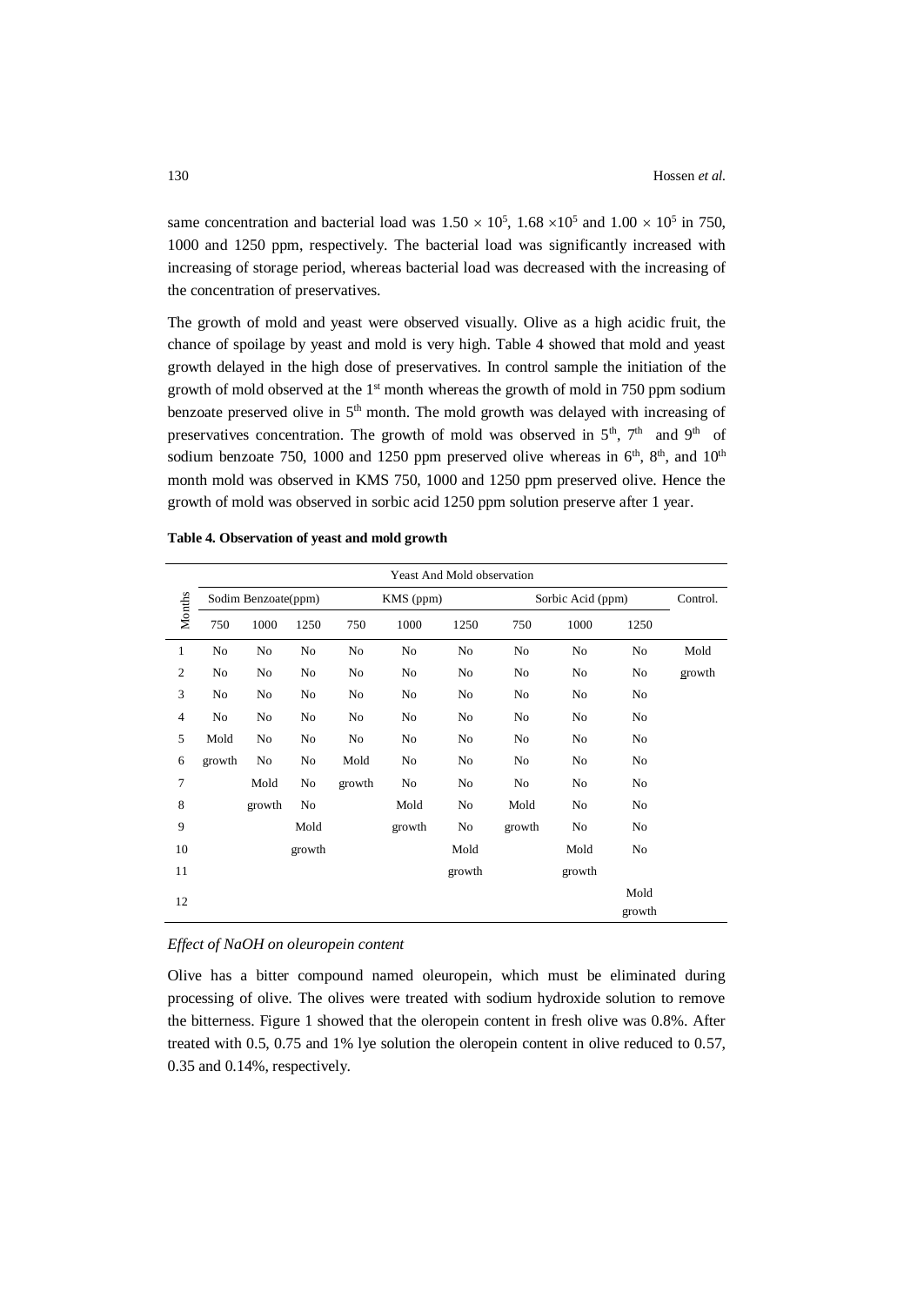same concentration and bacterial load was $1.50 \times 10^5$, $1.68 \times 10^5$ and $1.00 \times 10^5$ in 750, 1000 and 1250 ppm, respectively. The bacterial load was significantly increased with increasing of storage period, whereas bacterial load was decreased with the increasing of the concentration of preservatives.

The growth of mold and yeast were observed visually. Olive as a high acidic fruit, the chance of spoilage by yeast and mold is very high. Table 4 showed that mold and yeast growth delayed in the high dose of preservatives. In control sample the initiation of the growth of mold observed at the 1st month whereas the growth of mold in 750 ppm sodium benzoate preserved olive in 5th month. The mold growth was delayed with increasing of preservatives concentration. The growth of mold was observed in 5th, 7th and 9th of sodium benzoate 750, 1000 and 1250 ppm preserved olive whereas in 6th, 8th, and 10th month mold was observed in KMS 750, 1000 and 1250 ppm preserved olive. Hence the growth of mold was observed in sorbic acid 1250 ppm solution preserve after 1 year.

**Table 4. Observation of yeast and mold growth**

| Months | Yeast And Mold observation | | | | | | | | | |
|---|---|---|---|---|---|---|---|---|---|---|
| | Sodim Benzoate(ppm) | | | KMS (ppm) | | | Sorbic Acid (ppm) | | | Control. |
| | 750 | 1000 | 1250 | 750 | 1000 | 1250 | 750 | 1000 | 1250 | |
| 1 | No | No | No | No | No | No | No | No | No | Mold |
| 2 | No | No | No | No | No | No | No | No | No | growth |
| 3 | No | No | No | No | No | No | No | No | No | |
| 4 | No | No | No | No | No | No | No | No | No | |
| 5 | Mold | No | No | No | No | No | No | No | No | |
| 6 | growth | No | No | Mold | No | No | No | No | No | |
| 7 | | Mold | No | growth | No | No | No | No | No | |
| 8 | | growth | No | | Mold | No | Mold | No | No | |
| 9 | | | Mold | | growth | No | growth | No | No | |
| 10 | | | growth | | | Mold | | Mold | No | |
| 11 | | | | | | growth | | growth | | |
| 12 | | | | | | | | | Mold growth | |

*Effect of NaOH on oleuropein content*

Olive has a bitter compound named oleuropein, which must be eliminated during processing of olive. The olives were treated with sodium hydroxide solution to remove the bitterness. Figure 1 showed that the oleropein content in fresh olive was 0.8%. After treated with 0.5, 0.75 and 1% lye solution the oleropein content in olive reduced to 0.57, 0.35 and 0.14%, respectively.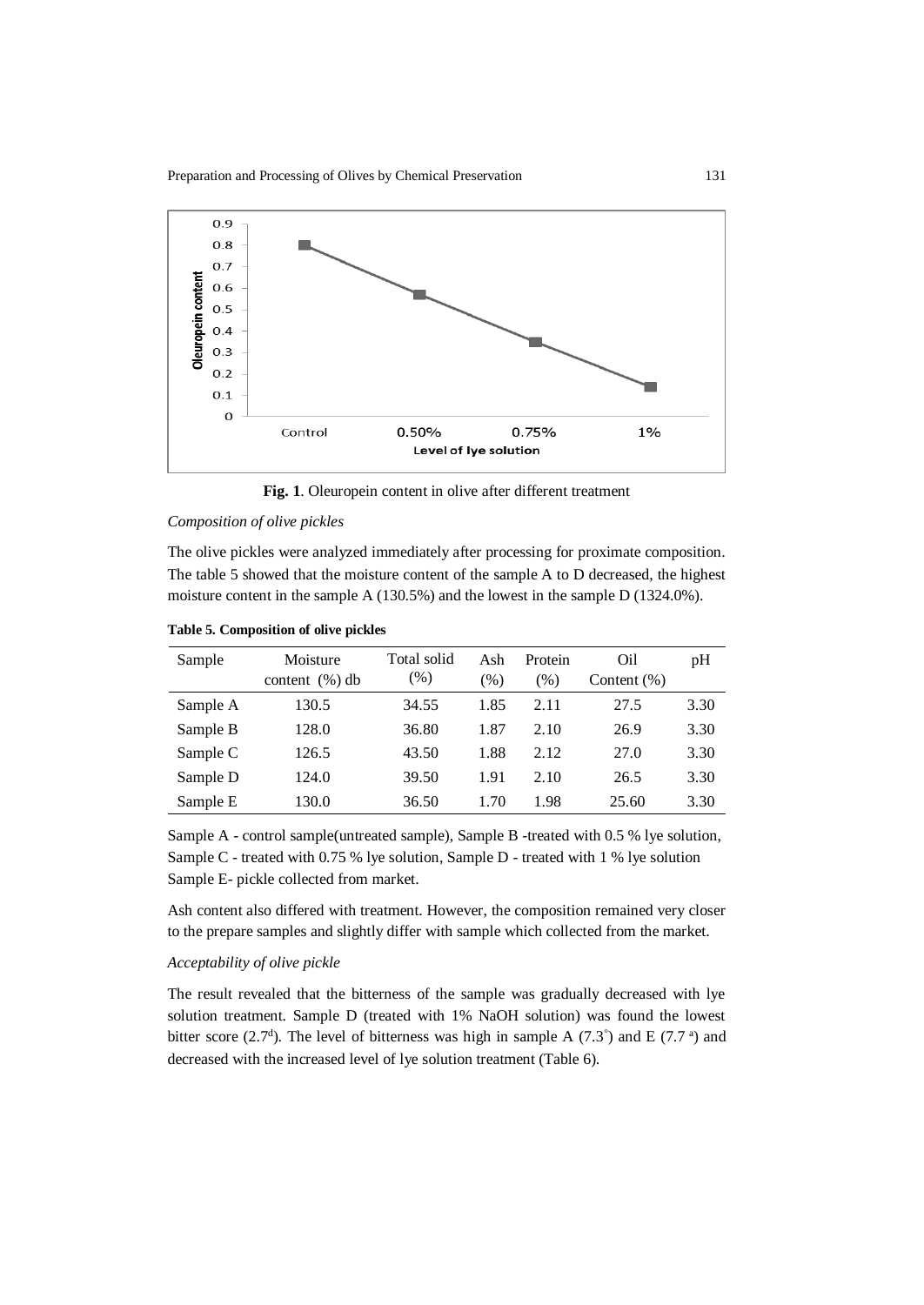Fig. 1. Oleuropein content in olive after different treatment

*Composition of olive pickles*

The olive pickles were analyzed immediately after processing for proximate composition. The table 5 showed that the moisture content of the sample A to D decreased, the highest moisture content in the sample A (130.5%) and the lowest in the sample D (1324.0%).

**Table 5. Composition of olive pickles**

| Sample | Moisture content (%) db | Total solid (%) | Ash (%) | Protein (%) | Oil Content (%) | pH |
|---|---|---|---|---|---|---|
| Sample A | 130.5 | 34.55 | 1.85 | 2.11 | 27.5 | 3.30 |
| Sample B | 128.0 | 36.80 | 1.87 | 2.10 | 26.9 | 3.30 |
| Sample C | 126.5 | 43.50 | 1.88 | 2.12 | 27.0 | 3.30 |
| Sample D | 124.0 | 39.50 | 1.91 | 2.10 | 26.5 | 3.30 |
| Sample E | 130.0 | 36.50 | 1.70 | 1.98 | 25.60 | 3.30 |

Sample A - control sample(untreated sample), Sample B -treated with 0.5 % lye solution, Sample C - treated with 0.75 % lye solution, Sample D - treated with 1 % lye solution Sample E- pickle collected from market.

Ash content also differed with treatment. However, the composition remained very closer to the prepare samples and slightly differ with sample which collected from the market.

*Acceptability of olive pickle*

The result revealed that the bitterness of the sample was gradually decreased with lye solution treatment. Sample D (treated with 1% NaOH solution) was found the lowest bitter score (2.7[d]). The level of bitterness was high in sample A (7.3[b]) and E (7.7 [a]) and decreased with the increased level of lye solution treatment (Table 6).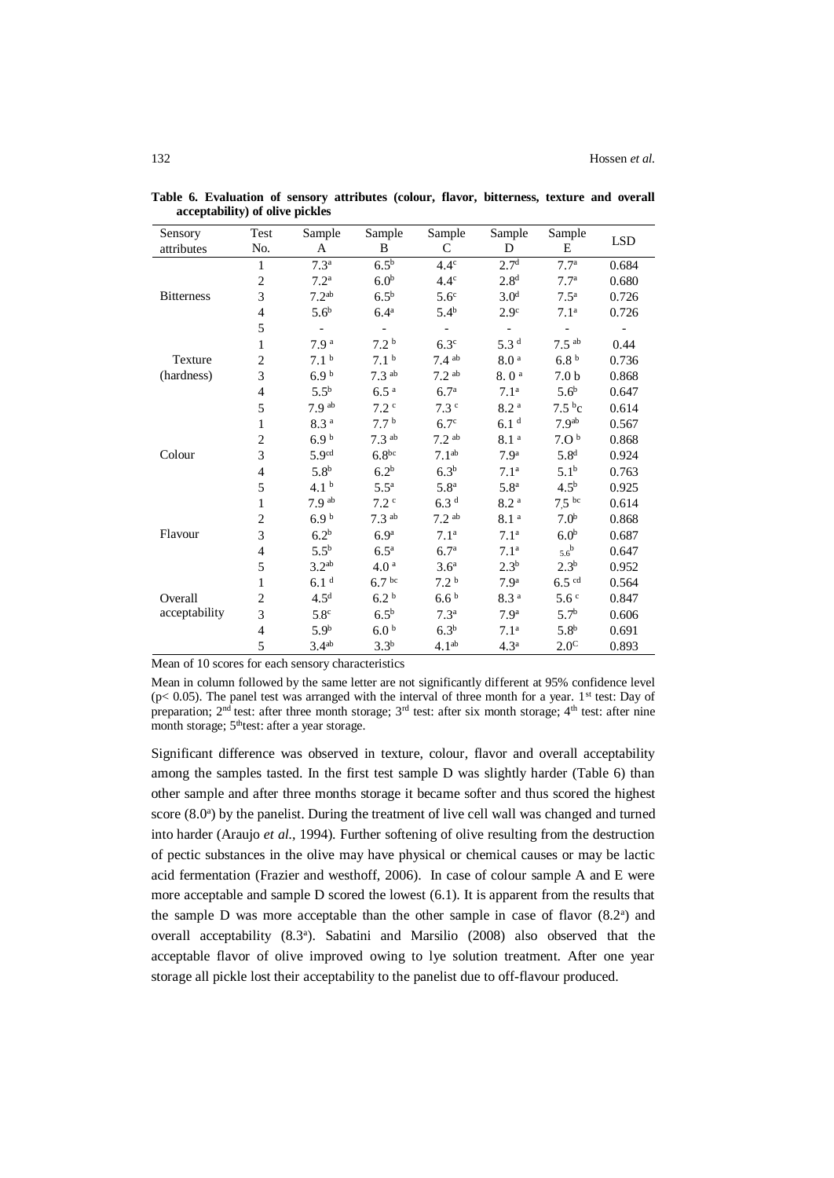**Table 6. Evaluation of sensory attributes (colour, flavor, bitterness, texture and overall acceptability) of olive pickles**

| Sensory attributes | Test No. | Sample A | Sample B | Sample C | Sample D | Sample E | LSD |
|---|---|---|---|---|---|---|---|
| Bitterness | 1 | 7.3$^{a}$ | 6.5$^{b}$ | 4.4$^{c}$ | 2.7$^{d}$ | 7.7$^{a}$ | 0.684 |
| | 2 | 7.2$^{a}$ | 6.0$^{b}$ | 4.4$^{c}$ | 2.8$^{d}$ | 7.7$^{a}$ | 0.680 |
| | 3 | 7.2$^{ab}$ | 6.5$^{b}$ | 5.6$^{c}$ | 3.0$^{d}$ | 7.5$^{a}$ | 0.726 |
| | 4 | 5.6$^{b}$ | 6.4$^{a}$ | 5.4$^{b}$ | 2.9$^{c}$ | 7.1$^{a}$ | 0.726 |
| | 5 | - | - | - | - | - | - |
| Texture (hardness) | 1 | 7.9 $^{a}$ | 7.2 $^{b}$ | 6.3$^{c}$ | 5.3 $^{d}$ | 7.5 $^{ab}$ | 0.44 |
| | 2 | 7.1 $^{b}$ | 7.1 $^{b}$ | 7.4 $^{ab}$ | 8.0 $^{a}$ | 6.8 $^{b}$ | 0.736 |
| | 3 | 6.9 $^{b}$ | 7.3 $^{ab}$ | 7.2 $^{ab}$ | 8. 0 $^{a}$ | 7.0 b | 0.868 |
| | 4 | 5.5$^{b}$ | 6.5 $^{a}$ | 6.7$^{a}$ | 7.1$^{a}$ | 5.6$^{b}$ | 0.647 |
| | 5 | 7.9 $^{ab}$ | 7.2 $^{c}$ | 7.3 $^{c}$ | 8.2 $^{a}$ | 7.5 $^{b}$c | 0.614 |
| Colour | 1 | 8.3 $^{a}$ | 7.7 $^{b}$ | 6.7$^{c}$ | 6.1 $^{d}$ | 7.9$^{ab}$ | 0.567 |
| | 2 | 6.9 $^{b}$ | 7.3 $^{ab}$ | 7.2 $^{ab}$ | 8.1 $^{a}$ | 7.O $^{b}$ | 0.868 |
| | 3 | 5.9$^{cd}$ | 6.8$^{bc}$ | 7.1$^{ab}$ | 7.9$^{a}$ | 5.8$^{d}$ | 0.924 |
| | 4 | 5.8$^{b}$ | 6.2$^{b}$ | 6.3$^{b}$ | 7.1$^{a}$ | 5.1$^{b}$ | 0.763 |
| | 5 | 4.1 $^{b}$ | 5.5$^{a}$ | 5.8$^{a}$ | 5.8$^{a}$ | 4.5$^{b}$ | 0.925 |
| Flavour | 1 | 7.9 $^{ab}$ | 7.2 $^{c}$ | 6.3 $^{d}$ | 8.2 $^{a}$ | 7.5 $^{bc}$ | 0.614 |
| | 2 | 6.9 $^{b}$ | 7.3 $^{ab}$ | 7.2 $^{ab}$ | 8.1 $^{a}$ | 7.0$^{b}$ | 0.868 |
| | 3 | 6.2$^{b}$ | 6.9$^{a}$ | 7.1$^{a}$ | 7.1$^{a}$ | 6.0$^{b}$ | 0.687 |
| | 4 | 5.5$^{b}$ | 6.5$^{a}$ | 6.7$^{a}$ | 7.1$^{a}$ | 5.6$^{b}$ | 0.647 |
| | 5 | 3.2$^{ab}$ | 4.0 $^{a}$ | 3.6$^{a}$ | 2.3$^{b}$ | 2.3$^{b}$ | 0.952 |
| Overall acceptability | 1 | 6.1 $^{d}$ | 6.7 $^{bc}$ | 7.2 $^{b}$ | 7.9$^{a}$ | 6.5 $^{cd}$ | 0.564 |
| | 2 | 4.5$^{d}$ | 6.2 $^{b}$ | 6.6 $^{b}$ | 8.3 $^{a}$ | 5.6 $^{c}$ | 0.847 |
| | 3 | 5.8$^{c}$ | 6.5$^{b}$ | 7.3$^{a}$ | 7.9$^{a}$ | 5.7$^{b}$ | 0.606 |
| | 4 | 5.9$^{b}$ | 6.0 $^{b}$ | 6.3$^{b}$ | 7.1$^{a}$ | 5.8$^{b}$ | 0.691 |
| | 5 | 3.4$^{ab}$ | 3.3$^{b}$ | 4.1$^{ab}$ | 4.3$^{a}$ | 2.0$^{C}$ | 0.893 |

Mean of 10 scores for each sensory characteristics

Mean in column followed by the same letter are not significantly different at 95% confidence level ($p < 0.05$). The panel test was arranged with the interval of three month for a year. 1st test: Day of preparation; 2nd test: after three month storage; 3rd test: after six month storage; 4th test: after nine month storage; 5th test: after a year storage.

Significant difference was observed in texture, colour, flavor and overall acceptability among the samples tasted. In the first test sample D was slightly harder (Table 6) than other sample and after three months storage it became softer and thus scored the highest score (8.0$^{a}$) by the panelist. During the treatment of live cell wall was changed and turned into harder (Araujo *et al.*, 1994). Further softening of olive resulting from the destruction of pectic substances in the olive may have physical or chemical causes or may be lactic acid fermentation (Frazier and westhoff, 2006). In case of colour sample A and E were more acceptable and sample D scored the lowest (6.1). It is apparent from the results that the sample D was more acceptable than the other sample in case of flavor (8.2$^{a}$) and overall acceptability (8.3$^{a}$). Sabatini and Marsilio (2008) also observed that the acceptable flavor of olive improved owing to lye solution treatment. After one year storage all pickle lost their acceptability to the panelist due to off-flavour produced.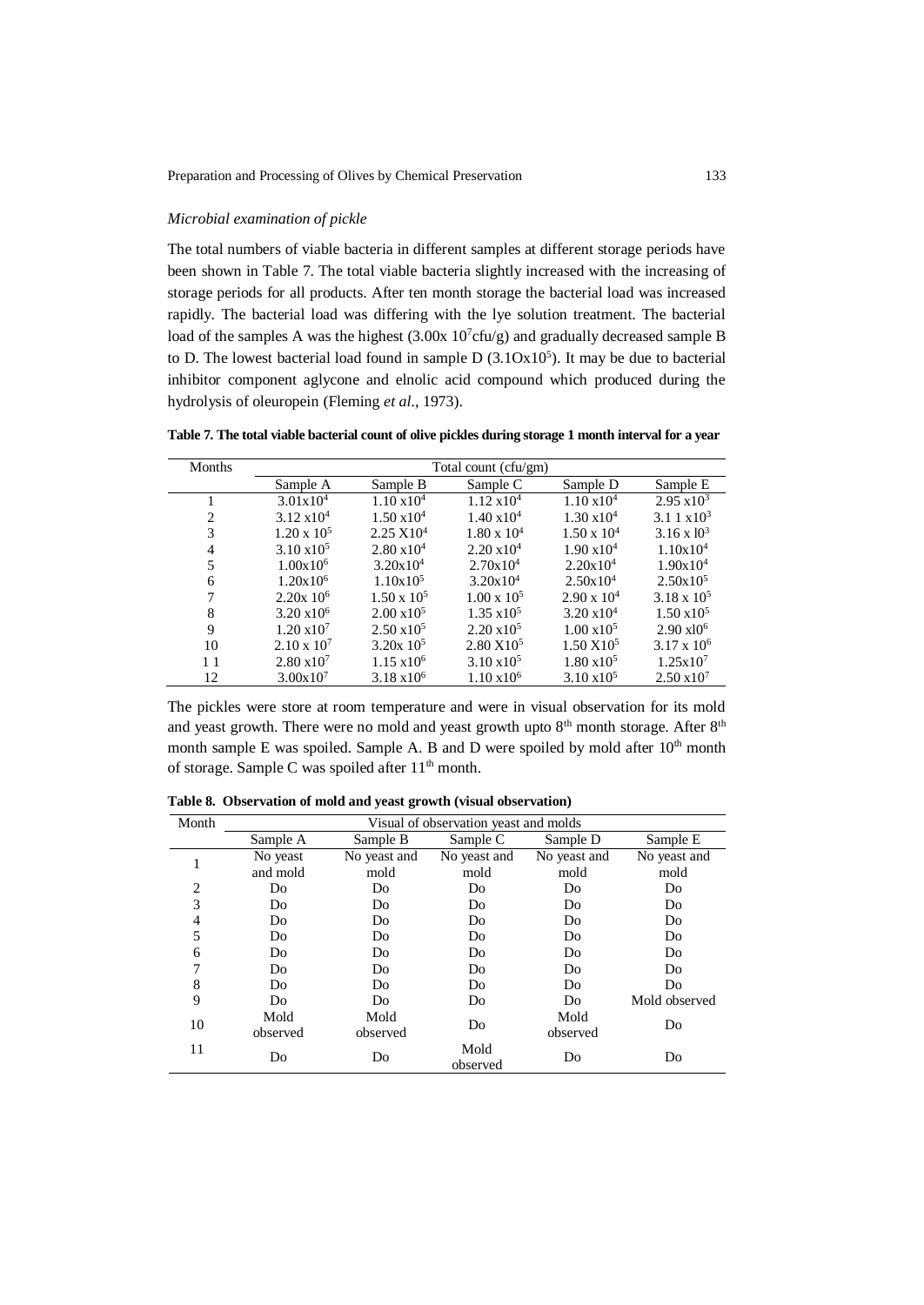*Microbial examination of pickle*

The total numbers of viable bacteria in different samples at different storage periods have been shown in Table 7. The total viable bacteria slightly increased with the increasing of storage periods for all products. After ten month storage the bacterial load was increased rapidly. The bacterial load was differing with the lye solution treatment. The bacterial load of the samples A was the highest ($3.00 \times 10^7$ cfu/g) and gradually decreased sample B to D. The lowest bacterial load found in sample D ($3.1O \times 10^5$). It may be due to bacterial inhibitor component aglycone and elnolic acid compound which produced during the hydrolysis of oleuropein (Fleming *et al*., 1973).

**Table 7. The total viable bacterial count of olive pickles during storage 1 month interval for a year**

| Months | Total count (cfu/gm) | | | | |
|---|---|---|---|---|---|
| | Sample A | Sample B | Sample C | Sample D | Sample E |
| 1 | $3.01 \times 10^4$ | $1.10 \times 10^4$ | $1.12 \times 10^4$ | $1.10 \times 10^4$ | $2.95 \times 10^3$ |
| 2 | $3.12 \times 10^4$ | $1.50 \times 10^4$ | $1.40 \times 10^4$ | $1.30 \times 10^4$ | $3.1\ 1 \times 10^3$ |
| 3 | $1.20 \times 10^5$ | $2.25 \times 10^4$ | $1.80 \times 10^4$ | $1.50 \times 10^4$ | $3.16 \times 10^3$ |
| 4 | $3.10 \times 10^5$ | $2.80 \times 10^4$ | $2.20 \times 10^4$ | $1.90 \times 10^4$ | $1.10 \times 10^4$ |
| 5 | $1.00 \times 10^6$ | $3.20 \times 10^4$ | $2.70 \times 10^4$ | $2.20 \times 10^4$ | $1.90 \times 10^4$ |
| 6 | $1.20 \times 10^6$ | $1.10 \times 10^5$ | $3.20 \times 10^4$ | $2.50 \times 10^4$ | $2.50 \times 10^5$ |
| 7 | $2.20 \times 10^6$ | $1.50 \times 10^5$ | $1.00 \times 10^5$ | $2.90 \times 10^4$ | $3.18 \times 10^5$ |
| 8 | $3.20 \times 10^6$ | $2.00 \times 10^5$ | $1.35 \times 10^5$ | $3.20 \times 10^4$ | $1.50 \times 10^5$ |
| 9 | $1.20 \times 10^7$ | $2.50 \times 10^5$ | $2.20 \times 10^5$ | $1.00 \times 10^5$ | $2.90 \times 10^6$ |
| 10 | $2.10 \times 10^7$ | $3.20 \times 10^5$ | $2.80 \times 10^5$ | $1.50 \times 10^5$ | $3.17 \times 10^6$ |
| 11 | $2.80 \times 10^7$ | $1.15 \times 10^6$ | $3.10 \times 10^5$ | $1.80 \times 10^5$ | $1.25 \times 10^7$ |
| 12 | $3.00 \times 10^7$ | $3.18 \times 10^6$ | $1.10 \times 10^6$ | $3.10 \times 10^5$ | $2.50 \times 10^7$ |

The pickles were store at room temperature and were in visual observation for its mold and yeast growth. There were no mold and yeast growth upto 8th month storage. After 8th month sample E was spoiled. Sample A. B and D were spoiled by mold after 10th month of storage. Sample C was spoiled after 11th month.

**Table 8. Observation of mold and yeast growth (visual observation)**

| Month | Visual of observation yeast and molds | | | | |
|---|---|---|---|---|---|
| | Sample A | Sample B | Sample C | Sample D | Sample E |
| 1 | No yeast and mold | No yeast and mold | No yeast and mold | No yeast and mold | No yeast and mold |
| 2 | Do | Do | Do | Do | Do |
| 3 | Do | Do | Do | Do | Do |
| 4 | Do | Do | Do | Do | Do |
| 5 | Do | Do | Do | Do | Do |
| 6 | Do | Do | Do | Do | Do |
| 7 | Do | Do | Do | Do | Do |
| 8 | Do | Do | Do | Do | Do |
| 9 | Do | Do | Do | Do | Mold observed |
| 10 | Mold observed | Mold observed | Do | Mold observed | Do |
| 11 | Do | Do | Mold observed | Do | Do |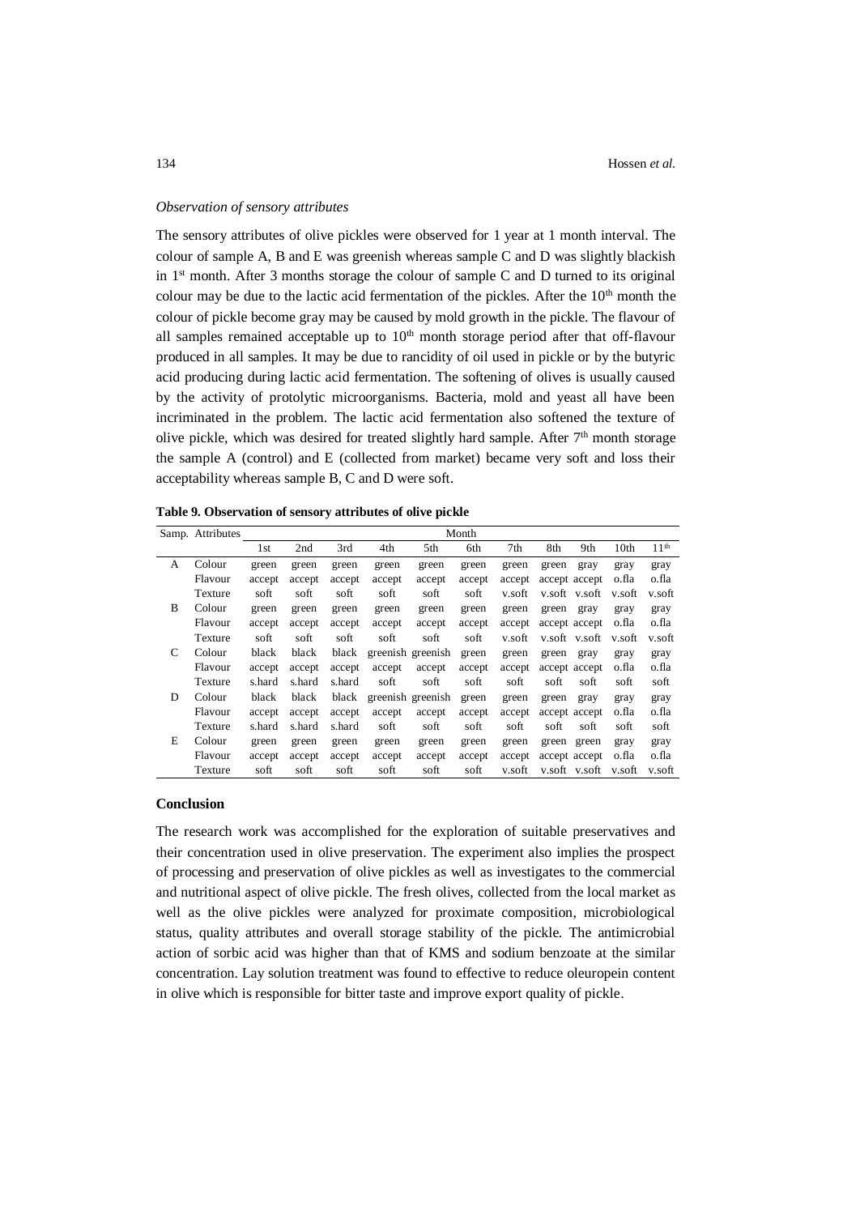*Observation of sensory attributes*

The sensory attributes of olive pickles were observed for 1 year at 1 month interval. The colour of sample A, B and E was greenish whereas sample C and D was slightly blackish in 1st month. After 3 months storage the colour of sample C and D turned to its original colour may be due to the lactic acid fermentation of the pickles. After the 10th month the colour of pickle become gray may be caused by mold growth in the pickle. The flavour of all samples remained acceptable up to 10th month storage period after that off-flavour produced in all samples. It may be due to rancidity of oil used in pickle or by the butyric acid producing during lactic acid fermentation. The softening of olives is usually caused by the activity of protolytic microorganisms. Bacteria, mold and yeast all have been incriminated in the problem. The lactic acid fermentation also softened the texture of olive pickle, which was desired for treated slightly hard sample. After 7th month storage the sample A (control) and E (collected from market) became very soft and loss their acceptability whereas sample B, C and D were soft.

**Table 9. Observation of sensory attributes of olive pickle**

| Samp. | Attributes | Month | | | | | | | | | | |
|---|---|---|---|---|---|---|---|---|---|---|---|---|
| | | 1st | 2nd | 3rd | 4th | 5th | 6th | 7th | 8th | 9th | 10th | 11th |
| A | Colour | green | green | green | green | green | green | green | green | gray | gray | gray |
| | Flavour | accept | accept | accept | accept | accept | accept | accept | accept | accept | o.fla | o.fla |
| | Texture | soft | soft | soft | soft | soft | soft | v.soft | v.soft | v.soft | v.soft | v.soft |
| B | Colour | green | green | green | green | green | green | green | green | gray | gray | gray |
| | Flavour | accept | accept | accept | accept | accept | accept | accept | accept | accept | o.fla | o.fla |
| | Texture | soft | soft | soft | soft | soft | soft | v.soft | v.soft | v.soft | v.soft | v.soft |
| C | Colour | black | black | black | greenish | greenish | green | green | green | gray | gray | gray |
| | Flavour | accept | accept | accept | accept | accept | accept | accept | accept | accept | o.fla | o.fla |
| | Texture | s.hard | s.hard | s.hard | soft | soft | soft | soft | soft | soft | soft | soft |
| D | Colour | black | black | black | greenish | greenish | green | green | green | gray | gray | gray |
| | Flavour | accept | accept | accept | accept | accept | accept | accept | accept | accept | o.fla | o.fla |
| | Texture | s.hard | s.hard | s.hard | soft | soft | soft | soft | soft | soft | soft | soft |
| E | Colour | green | green | green | green | green | green | green | green | green | gray | gray |
| | Flavour | accept | accept | accept | accept | accept | accept | accept | accept | accept | o.fla | o.fla |
| | Texture | soft | soft | soft | soft | soft | soft | v.soft | v.soft | v.soft | v.soft | v.soft |

## Conclusion

The research work was accomplished for the exploration of suitable preservatives and their concentration used in olive preservation. The experiment also implies the prospect of processing and preservation of olive pickles as well as investigates to the commercial and nutritional aspect of olive pickle. The fresh olives, collected from the local market as well as the olive pickles were analyzed for proximate composition, microbiological status, quality attributes and overall storage stability of the pickle. The antimicrobial action of sorbic acid was higher than that of KMS and sodium benzoate at the similar concentration. Lay solution treatment was found to effective to reduce oleuropein content in olive which is responsible for bitter taste and improve export quality of pickle.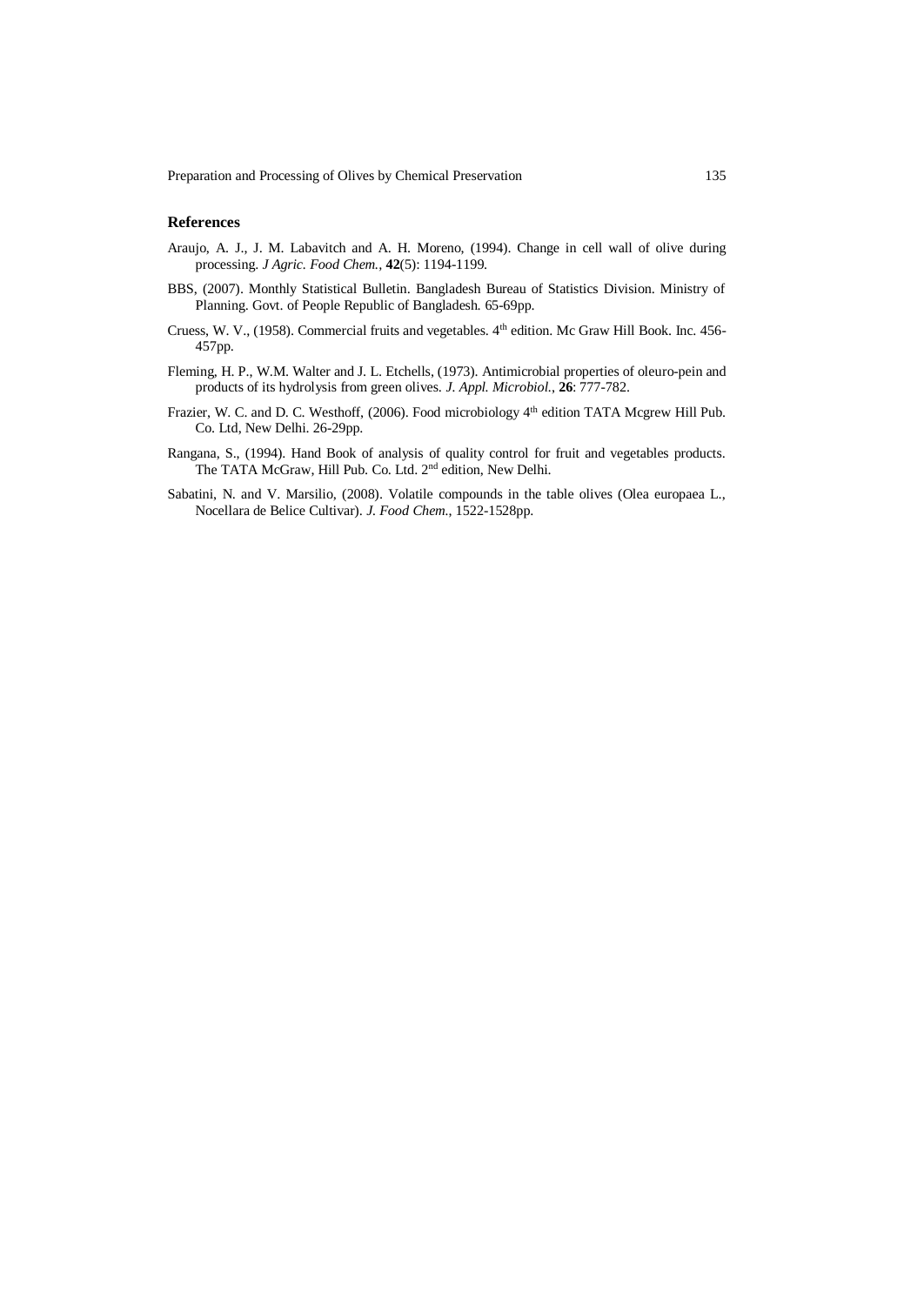## References

Araujo, A. J., J. M. Labavitch and A. H. Moreno, (1994). Change in cell wall of olive during processing. *J Agric. Food Chem.*, **42**(5): 1194-1199.

BBS, (2007). Monthly Statistical Bulletin. Bangladesh Bureau of Statistics Division. Ministry of Planning. Govt. of People Republic of Bangladesh. 65-69pp.

Cruess, W. V., (1958). Commercial fruits and vegetables. 4th edition. Mc Graw Hill Book. Inc. 456-457pp.

Fleming, H. P., W.M. Walter and J. L. Etchells, (1973). Antimicrobial properties of oleuro-pein and products of its hydrolysis from green olives. *J. Appl. Microbiol.*, **26**: 777-782.

Frazier, W. C. and D. C. Westhoff, (2006). Food microbiology 4th edition TATA Mcgrew Hill Pub. Co. Ltd, New Delhi. 26-29pp.

Rangana, S., (1994). Hand Book of analysis of quality control for fruit and vegetables products. The TATA McGraw, Hill Pub. Co. Ltd. 2nd edition, New Delhi.

Sabatini, N. and V. Marsilio, (2008). Volatile compounds in the table olives (Olea europaea L., Nocellara de Belice Cultivar). *J. Food Chem.*, 1522-1528pp.